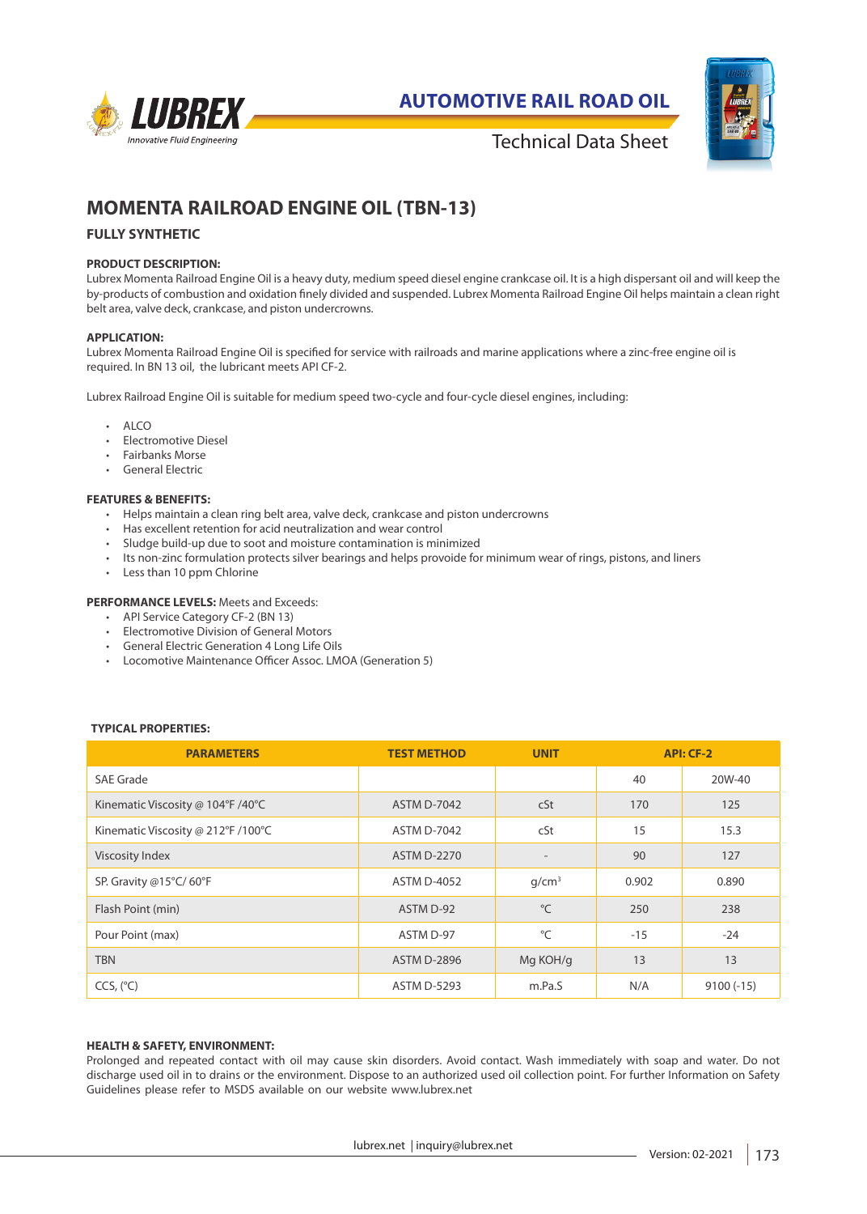# AUTOMOTIVE RAIL ROAD OIL

Technical Data Sheet

## MOMENTA RAILROAD ENGINE OIL (TBN-13)

### FULLY SYNTHETIC

**PRODUCT DESCRIPTION:**
Lubrex Momenta Railroad Engine Oil is a heavy duty, medium speed diesel engine crankcase oil. It is a high dispersant oil and will keep the by-products of combustion and oxidation finely divided and suspended. Lubrex Momenta Railroad Engine Oil helps maintain a clean right belt area, valve deck, crankcase, and piston undercrowns.

**APPLICATION:**
Lubrex Momenta Railroad Engine Oil is specified for service with railroads and marine applications where a zinc-free engine oil is required. In BN 13 oil, the lubricant meets API CF-2.

Lubrex Railroad Engine Oil is suitable for medium speed two-cycle and four-cycle diesel engines, including:

- ALCO
- Electromotive Diesel
- Fairbanks Morse
- General Electric

**FEATURES & BENEFITS:**

- Helps maintain a clean ring belt area, valve deck, crankcase and piston undercrowns
- Has excellent retention for acid neutralization and wear control
- Sludge build-up due to soot and moisture contamination is minimized
- Its non-zinc formulation protects silver bearings and helps provoide for minimum wear of rings, pistons, and liners
- Less than 10 ppm Chlorine

**PERFORMANCE LEVELS:** Meets and Exceeds:

- API Service Category CF-2 (BN 13)
- Electromotive Division of General Motors
- General Electric Generation 4 Long Life Oils
- Locomotive Maintenance Officer Assoc. LMOA (Generation 5)

**TYPICAL PROPERTIES:**

| PARAMETERS | TEST METHOD | UNIT | API: CF-2 | |
|---|---|---|---|---|
| SAE Grade | | | 40 | 20W-40 |
| Kinematic Viscosity @ 104°F /40°C | ASTM D-7042 | cSt | 170 | 125 |
| Kinematic Viscosity @ 212°F /100°C | ASTM D-7042 | cSt | 15 | 15.3 |
| Viscosity Index | ASTM D-2270 | - | 90 | 127 |
| SP. Gravity @15°C/ 60°F | ASTM D-4052 | g/cm$^3$ | 0.902 | 0.890 |
| Flash Point (min) | ASTM D-92 | °C | 250 | 238 |
| Pour Point (max) | ASTM D-97 | °C | -15 | -24 |
| TBN | ASTM D-2896 | Mg KOH/g | 13 | 13 |
| CCS, (°C) | ASTM D-5293 | m.Pa.S | N/A | 9100 (-15) |

**HEALTH & SAFETY, ENVIRONMENT:**
Prolonged and repeated contact with oil may cause skin disorders. Avoid contact. Wash immediately with soap and water. Do not discharge used oil in to drains or the environment. Dispose to an authorized used oil collection point. For further Information on Safety Guidelines please refer to MSDS available on our website www.lubrex.net

lubrex.net | inquiry@lubrex.net

Version: 02-2021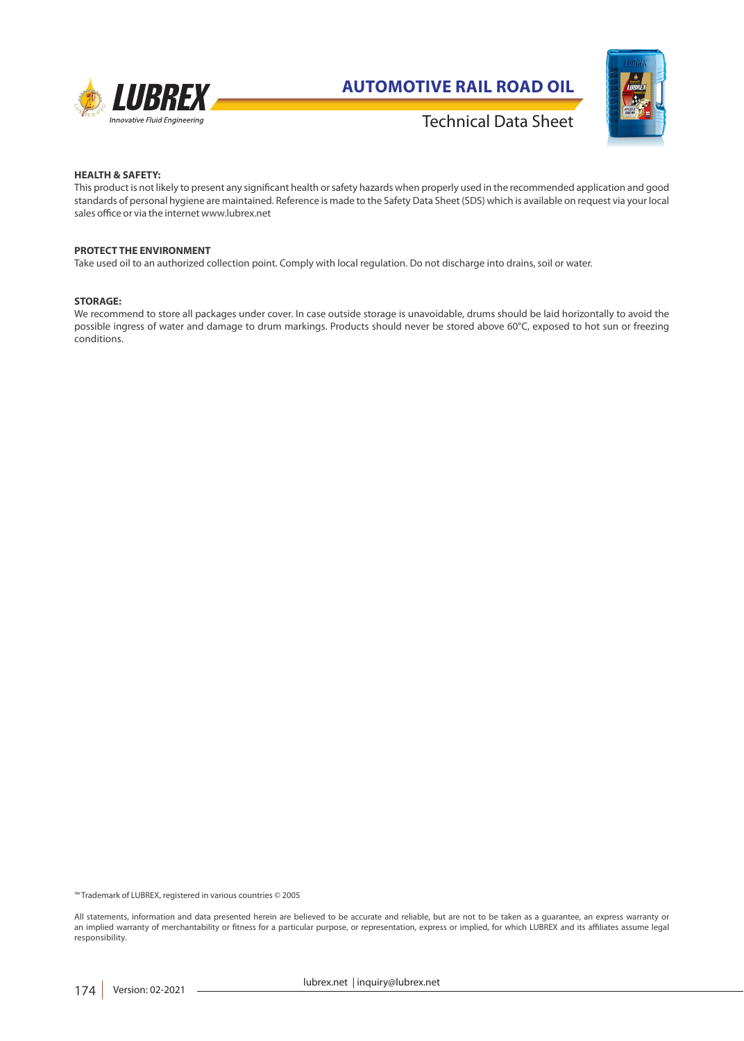**HEALTH & SAFETY:**

This product is not likely to present any significant health or safety hazards when properly used in the recommended application and good standards of personal hygiene are maintained. Reference is made to the Safety Data Sheet (SDS) which is available on request via your local sales office or via the internet www.lubrex.net

**PROTECT THE ENVIRONMENT**

Take used oil to an authorized collection point. Comply with local regulation. Do not discharge into drains, soil or water.

**STORAGE:**

We recommend to store all packages under cover. In case outside storage is unavoidable, drums should be laid horizontally to avoid the possible ingress of water and damage to drum markings. Products should never be stored above 60°C, exposed to hot sun or freezing conditions.

™ Trademark of LUBREX, registered in various countries © 2005

All statements, information and data presented herein are believed to be accurate and reliable, but are not to be taken as a guarantee, an express warranty or an implied warranty of merchantability or fitness for a particular purpose, or representation, express or implied, for which LUBREX and its affiliates assume legal responsibility.